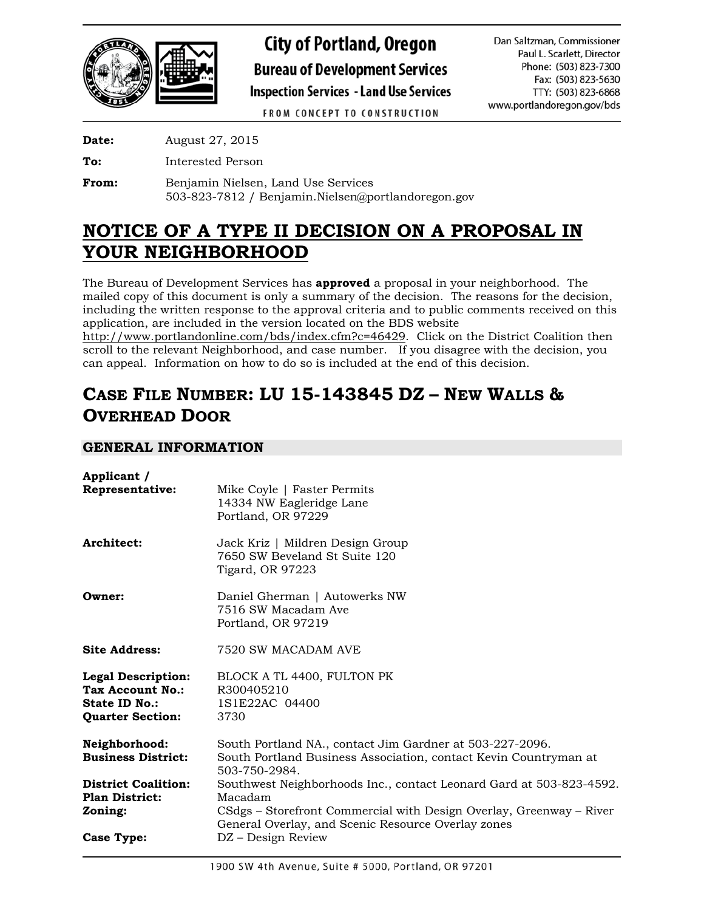# City of Portland, Oregon

**Bureau of Development Services**

**Inspection Services - Land Use Services**

FROM CONCEPT TO CONSTRUCTION

Dan Saltzman, Commissioner
Paul L. Scarlett, Director
Phone: (503) 823-7300
Fax: (503) 823-5630
TTY: (503) 823-6868
www.portlandoregon.gov/bds

**Date:** August 27, 2015

**To:** Interested Person

**From:** Benjamin Nielsen, Land Use Services
503-823-7812 / Benjamin.Nielsen@portlandoregon.gov

# NOTICE OF A TYPE II DECISION ON A PROPOSAL IN YOUR NEIGHBORHOOD

The Bureau of Development Services has **approved** a proposal in your neighborhood. The mailed copy of this document is only a summary of the decision. The reasons for the decision, including the written response to the approval criteria and to public comments received on this application, are included in the version located on the BDS website http://www.portlandonline.com/bds/index.cfm?c=46429. Click on the District Coalition then scroll to the relevant Neighborhood, and case number. If you disagree with the decision, you can appeal. Information on how to do so is included at the end of this decision.

## CASE FILE NUMBER: LU 15-143845 DZ – NEW WALLS & OVERHEAD DOOR

### GENERAL INFORMATION

**Applicant / Representative:** Mike Coyle | Faster Permits
14334 NW Eagleridge Lane
Portland, OR 97229

**Architect:** Jack Kriz | Mildren Design Group
7650 SW Beveland St Suite 120
Tigard, OR 97223

**Owner:** Daniel Gherman | Autowerks NW
7516 SW Macadam Ave
Portland, OR 97219

**Site Address:** 7520 SW MACADAM AVE

**Legal Description:** BLOCK A TL 4400, FULTON PK
**Tax Account No.:** R300405210
**State ID No.:** 1S1E22AC 04400
**Quarter Section:** 3730

**Neighborhood:** South Portland NA., contact Jim Gardner at 503-227-2096.
**Business District:** South Portland Business Association, contact Kevin Countryman at 503-750-2984.
**District Coalition:** Southwest Neighborhoods Inc., contact Leonard Gard at 503-823-4592.
**Plan District:** Macadam
**Zoning:** CSdgs – Storefront Commercial with Design Overlay, Greenway – River General Overlay, and Scenic Resource Overlay zones
**Case Type:** DZ – Design Review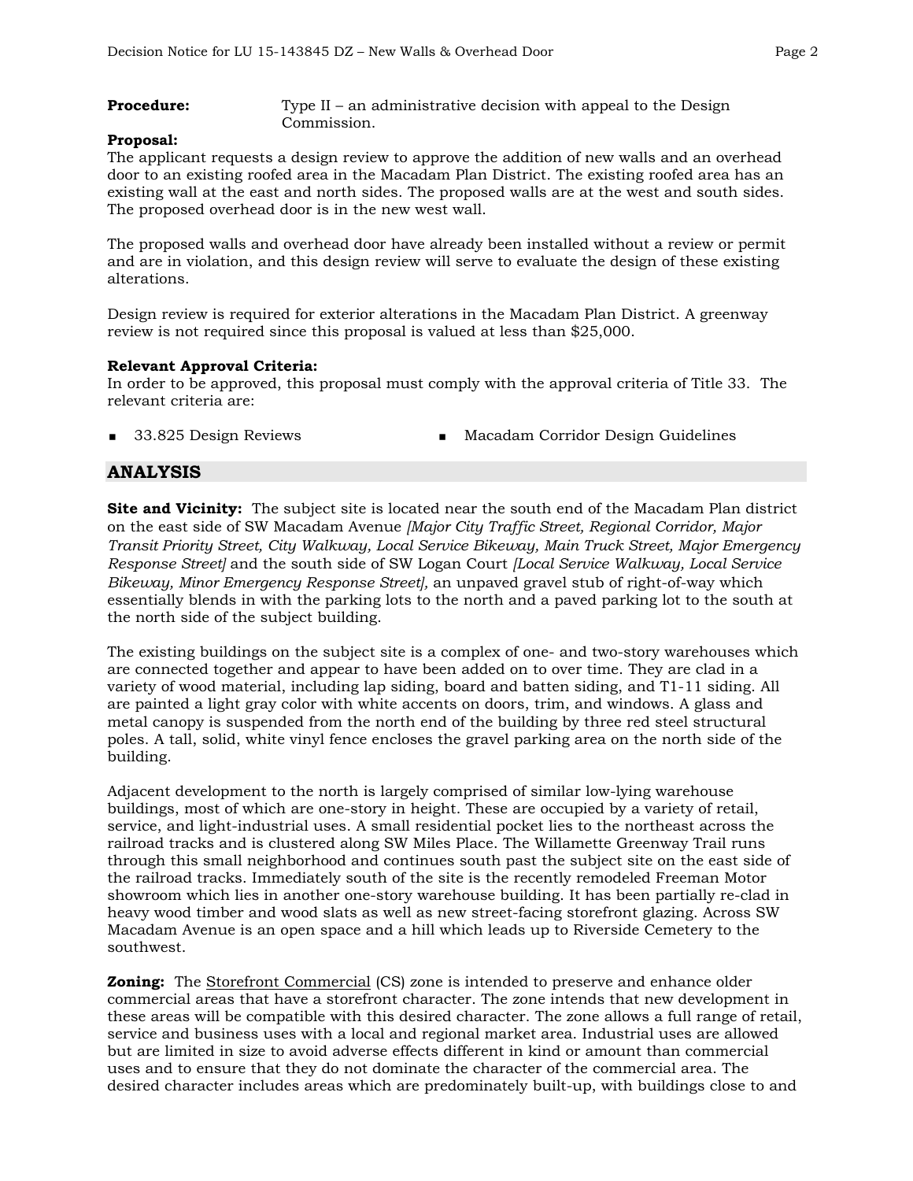**Procedure:** Type II – an administrative decision with appeal to the Design Commission.

**Proposal:**
The applicant requests a design review to approve the addition of new walls and an overhead door to an existing roofed area in the Macadam Plan District. The existing roofed area has an existing wall at the east and north sides. The proposed walls are at the west and south sides. The proposed overhead door is in the new west wall.

The proposed walls and overhead door have already been installed without a review or permit and are in violation, and this design review will serve to evaluate the design of these existing alterations.

Design review is required for exterior alterations in the Macadam Plan District. A greenway review is not required since this proposal is valued at less than $25,000.

**Relevant Approval Criteria:**
In order to be approved, this proposal must comply with the approval criteria of Title 33. The relevant criteria are:

- 33.825 Design Reviews
- Macadam Corridor Design Guidelines

## ANALYSIS

**Site and Vicinity:** The subject site is located near the south end of the Macadam Plan district on the east side of SW Macadam Avenue *[Major City Traffic Street, Regional Corridor, Major Transit Priority Street, City Walkway, Local Service Bikeway, Main Truck Street, Major Emergency Response Street]* and the south side of SW Logan Court *[Local Service Walkway, Local Service Bikeway, Minor Emergency Response Street]*, an unpaved gravel stub of right-of-way which essentially blends in with the parking lots to the north and a paved parking lot to the south at the north side of the subject building.

The existing buildings on the subject site is a complex of one- and two-story warehouses which are connected together and appear to have been added on to over time. They are clad in a variety of wood material, including lap siding, board and batten siding, and T1-11 siding. All are painted a light gray color with white accents on doors, trim, and windows. A glass and metal canopy is suspended from the north end of the building by three red steel structural poles. A tall, solid, white vinyl fence encloses the gravel parking area on the north side of the building.

Adjacent development to the north is largely comprised of similar low-lying warehouse buildings, most of which are one-story in height. These are occupied by a variety of retail, service, and light-industrial uses. A small residential pocket lies to the northeast across the railroad tracks and is clustered along SW Miles Place. The Willamette Greenway Trail runs through this small neighborhood and continues south past the subject site on the east side of the railroad tracks. Immediately south of the site is the recently remodeled Freeman Motor showroom which lies in another one-story warehouse building. It has been partially re-clad in heavy wood timber and wood slats as well as new street-facing storefront glazing. Across SW Macadam Avenue is an open space and a hill which leads up to Riverside Cemetery to the southwest.

**Zoning:** The Storefront Commercial (CS) zone is intended to preserve and enhance older commercial areas that have a storefront character. The zone intends that new development in these areas will be compatible with this desired character. The zone allows a full range of retail, service and business uses with a local and regional market area. Industrial uses are allowed but are limited in size to avoid adverse effects different in kind or amount than commercial uses and to ensure that they do not dominate the character of the commercial area. The desired character includes areas which are predominately built-up, with buildings close to and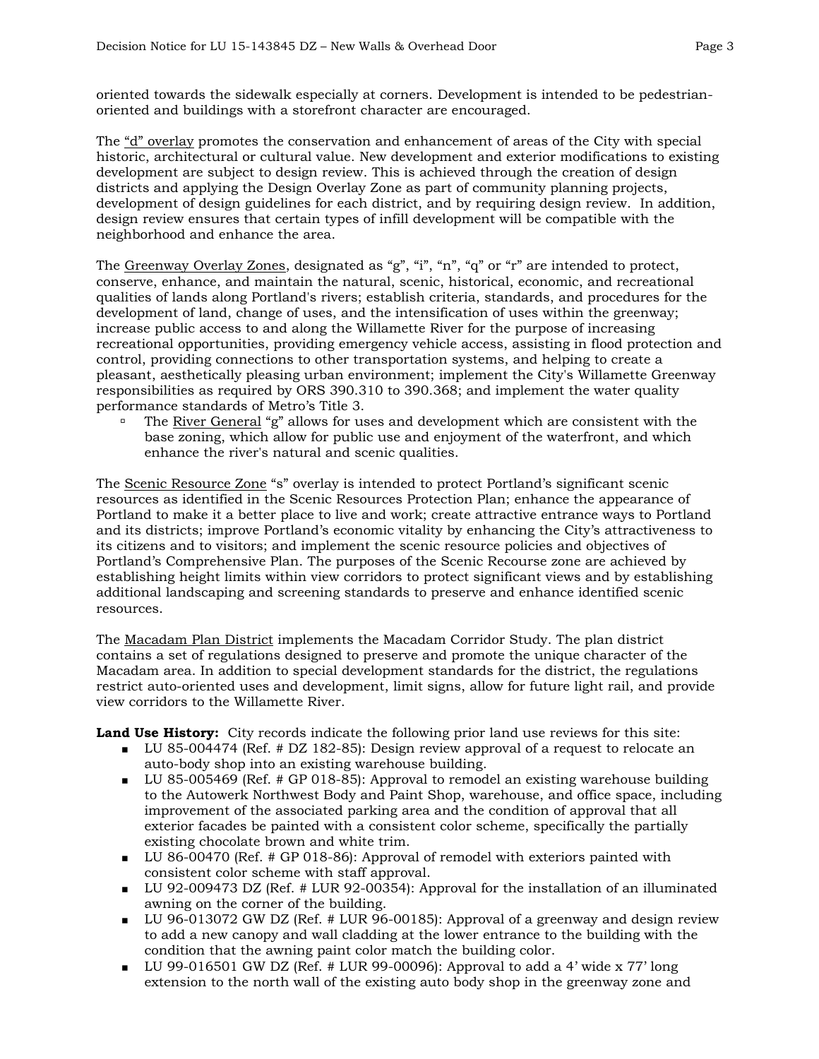oriented towards the sidewalk especially at corners. Development is intended to be pedestrian-oriented and buildings with a storefront character are encouraged.

The "d" overlay promotes the conservation and enhancement of areas of the City with special historic, architectural or cultural value. New development and exterior modifications to existing development are subject to design review. This is achieved through the creation of design districts and applying the Design Overlay Zone as part of community planning projects, development of design guidelines for each district, and by requiring design review. In addition, design review ensures that certain types of infill development will be compatible with the neighborhood and enhance the area.

The Greenway Overlay Zones, designated as "g", "i", "n", "q" or "r" are intended to protect, conserve, enhance, and maintain the natural, scenic, historical, economic, and recreational qualities of lands along Portland's rivers; establish criteria, standards, and procedures for the development of land, change of uses, and the intensification of uses within the greenway; increase public access to and along the Willamette River for the purpose of increasing recreational opportunities, providing emergency vehicle access, assisting in flood protection and control, providing connections to other transportation systems, and helping to create a pleasant, aesthetically pleasing urban environment; implement the City's Willamette Greenway responsibilities as required by ORS 390.310 to 390.368; and implement the water quality performance standards of Metro's Title 3.

- The River General "g" allows for uses and development which are consistent with the base zoning, which allow for public use and enjoyment of the waterfront, and which enhance the river's natural and scenic qualities.

The Scenic Resource Zone "s" overlay is intended to protect Portland's significant scenic resources as identified in the Scenic Resources Protection Plan; enhance the appearance of Portland to make it a better place to live and work; create attractive entrance ways to Portland and its districts; improve Portland's economic vitality by enhancing the City's attractiveness to its citizens and to visitors; and implement the scenic resource policies and objectives of Portland's Comprehensive Plan. The purposes of the Scenic Recourse zone are achieved by establishing height limits within view corridors to protect significant views and by establishing additional landscaping and screening standards to preserve and enhance identified scenic resources.

The Macadam Plan District implements the Macadam Corridor Study. The plan district contains a set of regulations designed to preserve and promote the unique character of the Macadam area. In addition to special development standards for the district, the regulations restrict auto-oriented uses and development, limit signs, allow for future light rail, and provide view corridors to the Willamette River.

**Land Use History:** City records indicate the following prior land use reviews for this site:

- LU 85-004474 (Ref. # DZ 182-85): Design review approval of a request to relocate an auto-body shop into an existing warehouse building.
- LU 85-005469 (Ref. # GP 018-85): Approval to remodel an existing warehouse building to the Autowerk Northwest Body and Paint Shop, warehouse, and office space, including improvement of the associated parking area and the condition of approval that all exterior facades be painted with a consistent color scheme, specifically the partially existing chocolate brown and white trim.
- LU 86-00470 (Ref. # GP 018-86): Approval of remodel with exteriors painted with consistent color scheme with staff approval.
- LU 92-009473 DZ (Ref. # LUR 92-00354): Approval for the installation of an illuminated awning on the corner of the building.
- LU 96-013072 GW DZ (Ref. # LUR 96-00185): Approval of a greenway and design review to add a new canopy and wall cladding at the lower entrance to the building with the condition that the awning paint color match the building color.
- LU 99-016501 GW DZ (Ref. # LUR 99-00096): Approval to add a 4' wide x 77' long extension to the north wall of the existing auto body shop in the greenway zone and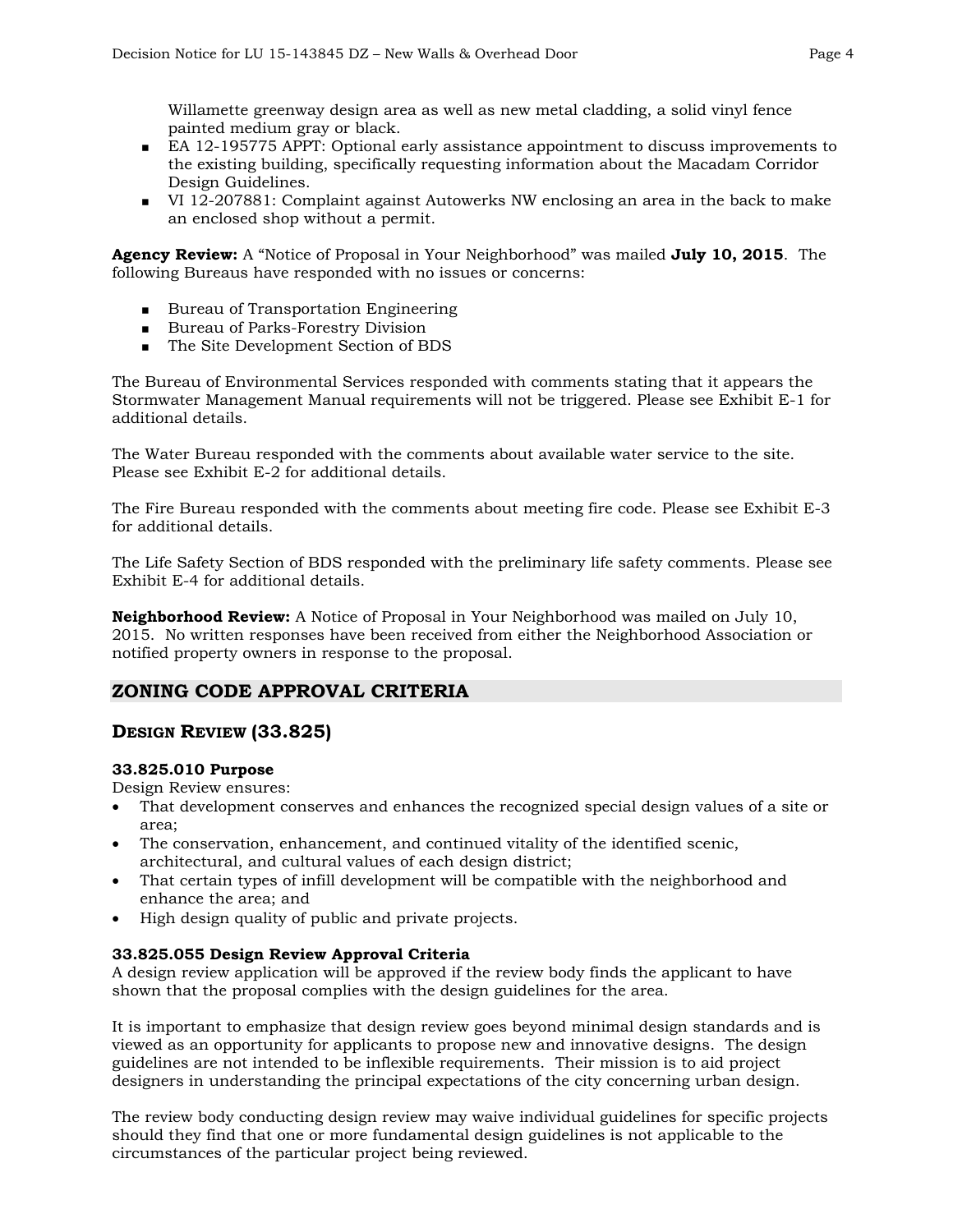Willamette greenway design area as well as new metal cladding, a solid vinyl fence painted medium gray or black.

- EA 12-195775 APPT: Optional early assistance appointment to discuss improvements to the existing building, specifically requesting information about the Macadam Corridor Design Guidelines.
- VI 12-207881: Complaint against Autowerks NW enclosing an area in the back to make an enclosed shop without a permit.

**Agency Review:** A "Notice of Proposal in Your Neighborhood" was mailed **July 10, 2015**. The following Bureaus have responded with no issues or concerns:

- Bureau of Transportation Engineering
- Bureau of Parks-Forestry Division
- The Site Development Section of BDS

The Bureau of Environmental Services responded with comments stating that it appears the Stormwater Management Manual requirements will not be triggered. Please see Exhibit E-1 for additional details.

The Water Bureau responded with the comments about available water service to the site. Please see Exhibit E-2 for additional details.

The Fire Bureau responded with the comments about meeting fire code. Please see Exhibit E-3 for additional details.

The Life Safety Section of BDS responded with the preliminary life safety comments. Please see Exhibit E-4 for additional details.

**Neighborhood Review:** A Notice of Proposal in Your Neighborhood was mailed on July 10, 2015. No written responses have been received from either the Neighborhood Association or notified property owners in response to the proposal.

## ZONING CODE APPROVAL CRITERIA

### DESIGN REVIEW (33.825)

**33.825.010 Purpose**

Design Review ensures:

- That development conserves and enhances the recognized special design values of a site or area;
- The conservation, enhancement, and continued vitality of the identified scenic, architectural, and cultural values of each design district;
- That certain types of infill development will be compatible with the neighborhood and enhance the area; and
- High design quality of public and private projects.

**33.825.055 Design Review Approval Criteria**

A design review application will be approved if the review body finds the applicant to have shown that the proposal complies with the design guidelines for the area.

It is important to emphasize that design review goes beyond minimal design standards and is viewed as an opportunity for applicants to propose new and innovative designs. The design guidelines are not intended to be inflexible requirements. Their mission is to aid project designers in understanding the principal expectations of the city concerning urban design.

The review body conducting design review may waive individual guidelines for specific projects should they find that one or more fundamental design guidelines is not applicable to the circumstances of the particular project being reviewed.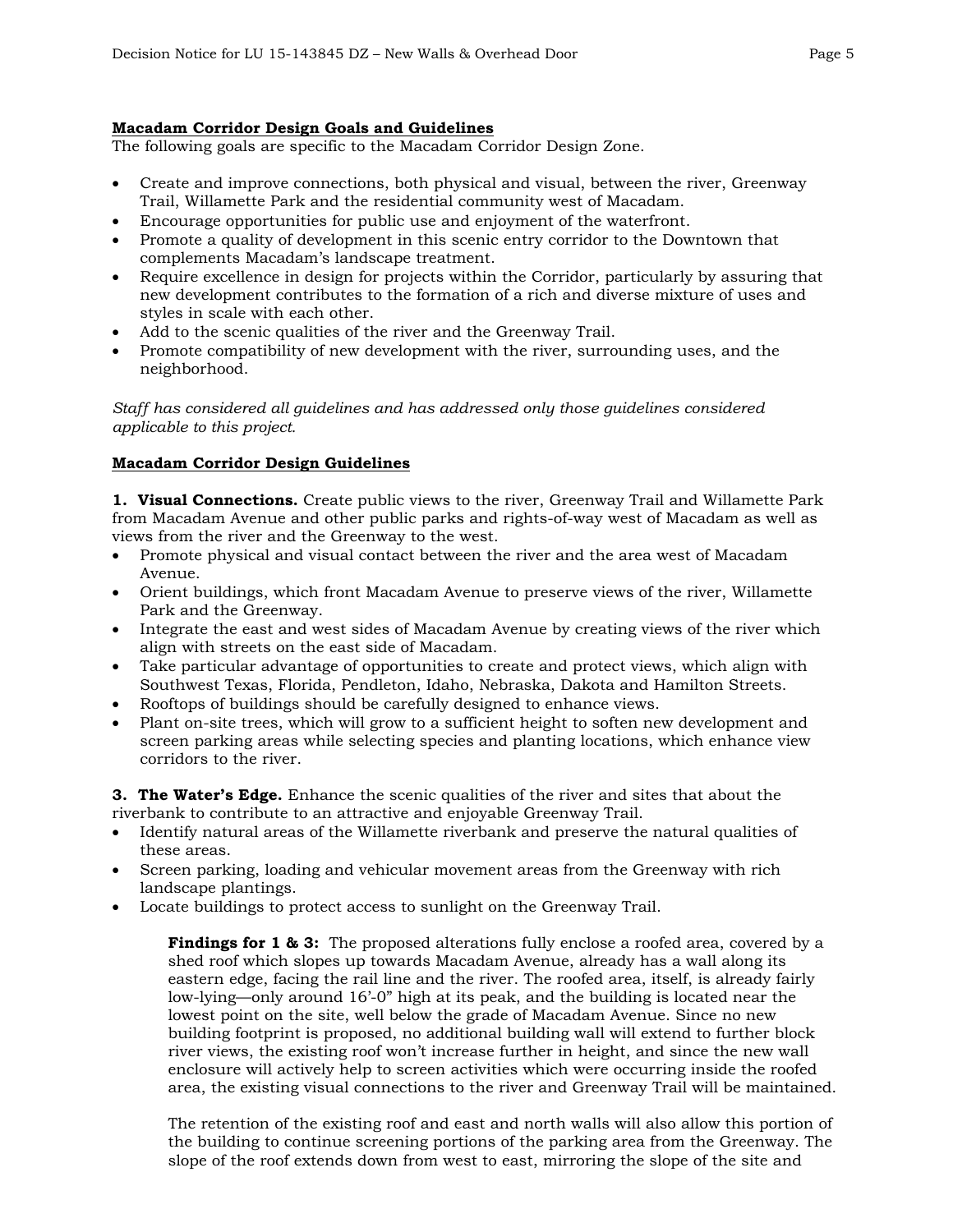**Macadam Corridor Design Goals and Guidelines**

The following goals are specific to the Macadam Corridor Design Zone.

- Create and improve connections, both physical and visual, between the river, Greenway Trail, Willamette Park and the residential community west of Macadam.
- Encourage opportunities for public use and enjoyment of the waterfront.
- Promote a quality of development in this scenic entry corridor to the Downtown that complements Macadam's landscape treatment.
- Require excellence in design for projects within the Corridor, particularly by assuring that new development contributes to the formation of a rich and diverse mixture of uses and styles in scale with each other.
- Add to the scenic qualities of the river and the Greenway Trail.
- Promote compatibility of new development with the river, surrounding uses, and the neighborhood.

*Staff has considered all guidelines and has addressed only those guidelines considered applicable to this project.*

**Macadam Corridor Design Guidelines**

**1. Visual Connections.** Create public views to the river, Greenway Trail and Willamette Park from Macadam Avenue and other public parks and rights-of-way west of Macadam as well as views from the river and the Greenway to the west.

- Promote physical and visual contact between the river and the area west of Macadam Avenue.
- Orient buildings, which front Macadam Avenue to preserve views of the river, Willamette Park and the Greenway.
- Integrate the east and west sides of Macadam Avenue by creating views of the river which align with streets on the east side of Macadam.
- Take particular advantage of opportunities to create and protect views, which align with Southwest Texas, Florida, Pendleton, Idaho, Nebraska, Dakota and Hamilton Streets.
- Rooftops of buildings should be carefully designed to enhance views.
- Plant on-site trees, which will grow to a sufficient height to soften new development and screen parking areas while selecting species and planting locations, which enhance view corridors to the river.

**3. The Water's Edge.** Enhance the scenic qualities of the river and sites that about the riverbank to contribute to an attractive and enjoyable Greenway Trail.

- Identify natural areas of the Willamette riverbank and preserve the natural qualities of these areas.
- Screen parking, loading and vehicular movement areas from the Greenway with rich landscape plantings.
- Locate buildings to protect access to sunlight on the Greenway Trail.

> **Findings for 1 & 3:** The proposed alterations fully enclose a roofed area, covered by a shed roof which slopes up towards Macadam Avenue, already has a wall along its eastern edge, facing the rail line and the river. The roofed area, itself, is already fairly low-lying—only around 16'-0" high at its peak, and the building is located near the lowest point on the site, well below the grade of Macadam Avenue. Since no new building footprint is proposed, no additional building wall will extend to further block river views, the existing roof won't increase further in height, and since the new wall enclosure will actively help to screen activities which were occurring inside the roofed area, the existing visual connections to the river and Greenway Trail will be maintained.
>
> The retention of the existing roof and east and north walls will also allow this portion of the building to continue screening portions of the parking area from the Greenway. The slope of the roof extends down from west to east, mirroring the slope of the site and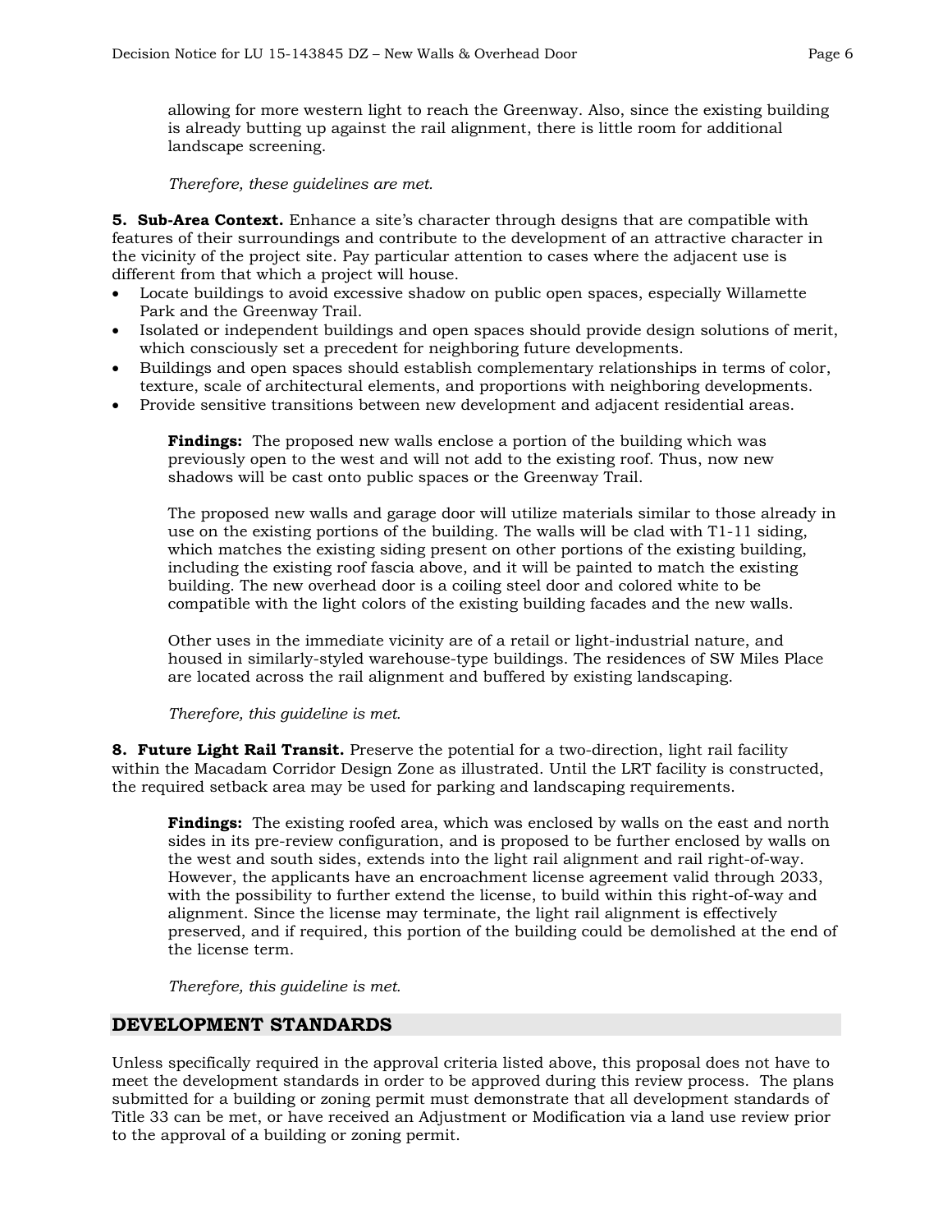allowing for more western light to reach the Greenway. Also, since the existing building is already butting up against the rail alignment, there is little room for additional landscape screening.

*Therefore, these guidelines are met.*

**5. Sub-Area Context.** Enhance a site's character through designs that are compatible with features of their surroundings and contribute to the development of an attractive character in the vicinity of the project site. Pay particular attention to cases where the adjacent use is different from that which a project will house.

- Locate buildings to avoid excessive shadow on public open spaces, especially Willamette Park and the Greenway Trail.
- Isolated or independent buildings and open spaces should provide design solutions of merit, which consciously set a precedent for neighboring future developments.
- Buildings and open spaces should establish complementary relationships in terms of color, texture, scale of architectural elements, and proportions with neighboring developments.
- Provide sensitive transitions between new development and adjacent residential areas.

**Findings:** The proposed new walls enclose a portion of the building which was previously open to the west and will not add to the existing roof. Thus, now new shadows will be cast onto public spaces or the Greenway Trail.

The proposed new walls and garage door will utilize materials similar to those already in use on the existing portions of the building. The walls will be clad with T1-11 siding, which matches the existing siding present on other portions of the existing building, including the existing roof fascia above, and it will be painted to match the existing building. The new overhead door is a coiling steel door and colored white to be compatible with the light colors of the existing building facades and the new walls.

Other uses in the immediate vicinity are of a retail or light-industrial nature, and housed in similarly-styled warehouse-type buildings. The residences of SW Miles Place are located across the rail alignment and buffered by existing landscaping.

*Therefore, this guideline is met.*

**8. Future Light Rail Transit.** Preserve the potential for a two-direction, light rail facility within the Macadam Corridor Design Zone as illustrated. Until the LRT facility is constructed, the required setback area may be used for parking and landscaping requirements.

**Findings:** The existing roofed area, which was enclosed by walls on the east and north sides in its pre-review configuration, and is proposed to be further enclosed by walls on the west and south sides, extends into the light rail alignment and rail right-of-way. However, the applicants have an encroachment license agreement valid through 2033, with the possibility to further extend the license, to build within this right-of-way and alignment. Since the license may terminate, the light rail alignment is effectively preserved, and if required, this portion of the building could be demolished at the end of the license term.

*Therefore, this guideline is met.*

## DEVELOPMENT STANDARDS

Unless specifically required in the approval criteria listed above, this proposal does not have to meet the development standards in order to be approved during this review process. The plans submitted for a building or zoning permit must demonstrate that all development standards of Title 33 can be met, or have received an Adjustment or Modification via a land use review prior to the approval of a building or zoning permit.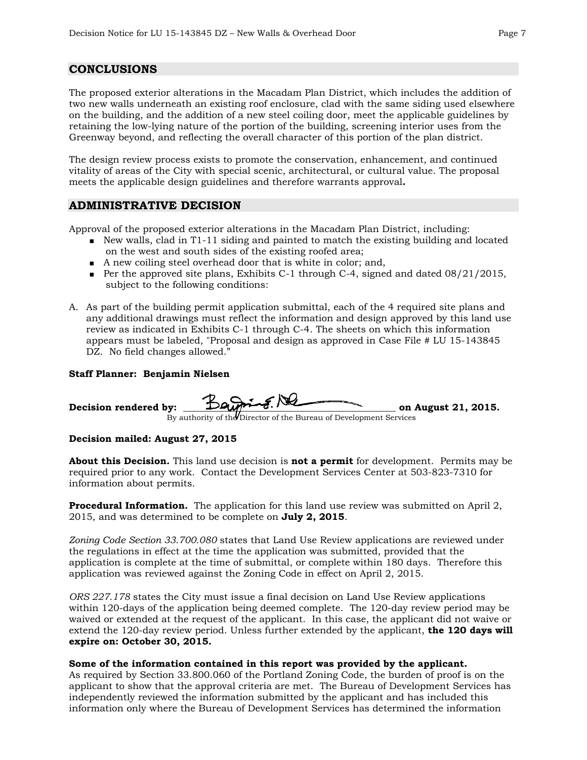## CONCLUSIONS

The proposed exterior alterations in the Macadam Plan District, which includes the addition of two new walls underneath an existing roof enclosure, clad with the same siding used elsewhere on the building, and the addition of a new steel coiling door, meet the applicable guidelines by retaining the low-lying nature of the portion of the building, screening interior uses from the Greenway beyond, and reflecting the overall character of this portion of the plan district.

The design review process exists to promote the conservation, enhancement, and continued vitality of areas of the City with special scenic, architectural, or cultural value. The proposal meets the applicable design guidelines and therefore warrants approval**.**

## ADMINISTRATIVE DECISION

Approval of the proposed exterior alterations in the Macadam Plan District, including:

- New walls, clad in T1-11 siding and painted to match the existing building and located on the west and south sides of the existing roofed area;
- A new coiling steel overhead door that is white in color; and,
- Per the approved site plans, Exhibits C-1 through C-4, signed and dated 08/21/2015, subject to the following conditions:

A. As part of the building permit application submittal, each of the 4 required site plans and any additional drawings must reflect the information and design approved by this land use review as indicated in Exhibits C-1 through C-4. The sheets on which this information appears must be labeled, "Proposal and design as approved in Case File # LU 15-143845 DZ. No field changes allowed."

**Staff Planner: Benjamin Nielsen**

**Decision rendered by:** ______________________________ **on August 21, 2015.**
By authority of the Director of the Bureau of Development Services

**Decision mailed: August 27, 2015**

**About this Decision.** This land use decision is **not a permit** for development. Permits may be required prior to any work. Contact the Development Services Center at 503-823-7310 for information about permits.

**Procedural Information.** The application for this land use review was submitted on April 2, 2015, and was determined to be complete on **July 2, 2015**.

*Zoning Code Section 33.700.080* states that Land Use Review applications are reviewed under the regulations in effect at the time the application was submitted, provided that the application is complete at the time of submittal, or complete within 180 days. Therefore this application was reviewed against the Zoning Code in effect on April 2, 2015.

*ORS 227.178* states the City must issue a final decision on Land Use Review applications within 120-days of the application being deemed complete. The 120-day review period may be waived or extended at the request of the applicant. In this case, the applicant did not waive or extend the 120-day review period. Unless further extended by the applicant, **the 120 days will expire on: October 30, 2015.**

**Some of the information contained in this report was provided by the applicant.**
As required by Section 33.800.060 of the Portland Zoning Code, the burden of proof is on the applicant to show that the approval criteria are met. The Bureau of Development Services has independently reviewed the information submitted by the applicant and has included this information only where the Bureau of Development Services has determined the information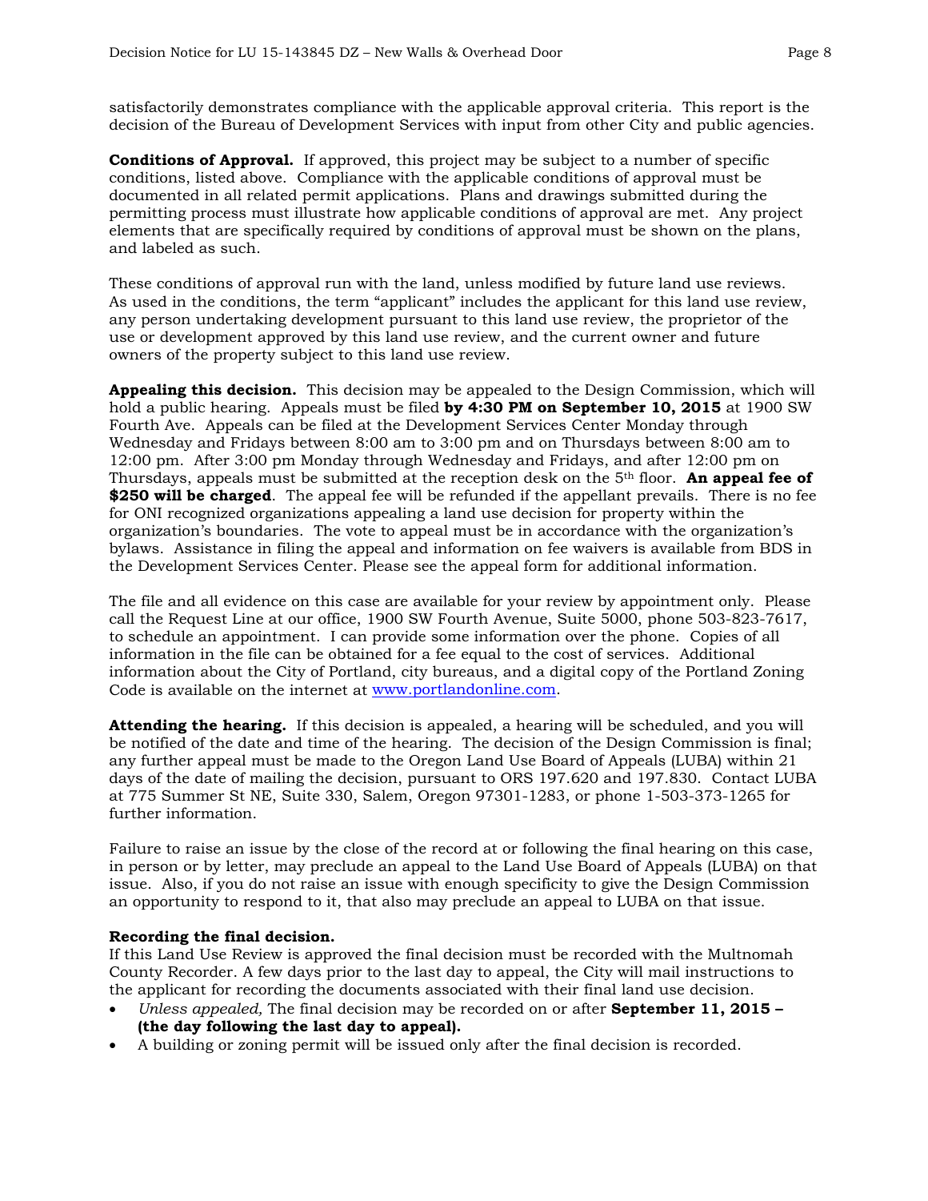satisfactorily demonstrates compliance with the applicable approval criteria. This report is the decision of the Bureau of Development Services with input from other City and public agencies.

**Conditions of Approval.** If approved, this project may be subject to a number of specific conditions, listed above. Compliance with the applicable conditions of approval must be documented in all related permit applications. Plans and drawings submitted during the permitting process must illustrate how applicable conditions of approval are met. Any project elements that are specifically required by conditions of approval must be shown on the plans, and labeled as such.

These conditions of approval run with the land, unless modified by future land use reviews. As used in the conditions, the term "applicant" includes the applicant for this land use review, any person undertaking development pursuant to this land use review, the proprietor of the use or development approved by this land use review, and the current owner and future owners of the property subject to this land use review.

**Appealing this decision.** This decision may be appealed to the Design Commission, which will hold a public hearing. Appeals must be filed **by 4:30 PM on September 10, 2015** at 1900 SW Fourth Ave. Appeals can be filed at the Development Services Center Monday through Wednesday and Fridays between 8:00 am to 3:00 pm and on Thursdays between 8:00 am to 12:00 pm. After 3:00 pm Monday through Wednesday and Fridays, and after 12:00 pm on Thursdays, appeals must be submitted at the reception desk on the 5th floor. **An appeal fee of $250 will be charged**. The appeal fee will be refunded if the appellant prevails. There is no fee for ONI recognized organizations appealing a land use decision for property within the organization's boundaries. The vote to appeal must be in accordance with the organization's bylaws. Assistance in filing the appeal and information on fee waivers is available from BDS in the Development Services Center. Please see the appeal form for additional information.

The file and all evidence on this case are available for your review by appointment only. Please call the Request Line at our office, 1900 SW Fourth Avenue, Suite 5000, phone 503-823-7617, to schedule an appointment. I can provide some information over the phone. Copies of all information in the file can be obtained for a fee equal to the cost of services. Additional information about the City of Portland, city bureaus, and a digital copy of the Portland Zoning Code is available on the internet at [www.portlandonline.com](http://www.portlandonline.com).

**Attending the hearing.** If this decision is appealed, a hearing will be scheduled, and you will be notified of the date and time of the hearing. The decision of the Design Commission is final; any further appeal must be made to the Oregon Land Use Board of Appeals (LUBA) within 21 days of the date of mailing the decision, pursuant to ORS 197.620 and 197.830. Contact LUBA at 775 Summer St NE, Suite 330, Salem, Oregon 97301-1283, or phone 1-503-373-1265 for further information.

Failure to raise an issue by the close of the record at or following the final hearing on this case, in person or by letter, may preclude an appeal to the Land Use Board of Appeals (LUBA) on that issue. Also, if you do not raise an issue with enough specificity to give the Design Commission an opportunity to respond to it, that also may preclude an appeal to LUBA on that issue.

**Recording the final decision.**
If this Land Use Review is approved the final decision must be recorded with the Multnomah County Recorder. A few days prior to the last day to appeal, the City will mail instructions to the applicant for recording the documents associated with their final land use decision.

- *Unless appealed,* The final decision may be recorded on or after **September 11, 2015 – (the day following the last day to appeal).**
- A building or zoning permit will be issued only after the final decision is recorded.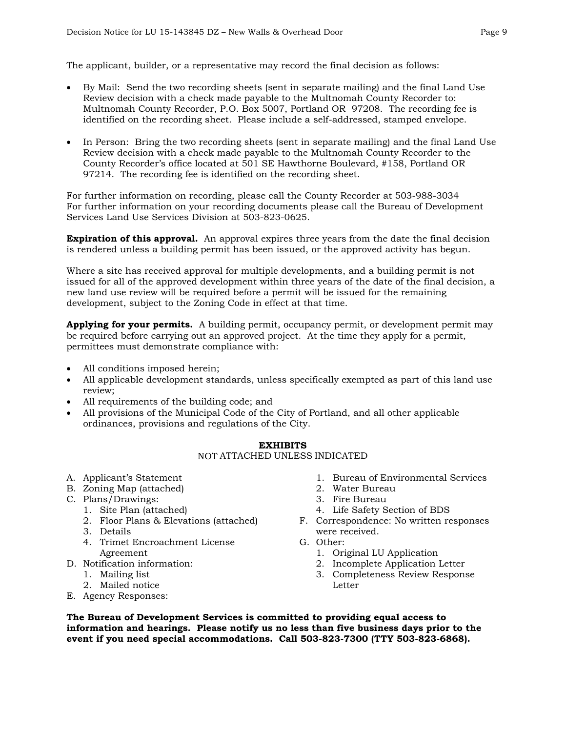The applicant, builder, or a representative may record the final decision as follows:

- By Mail: Send the two recording sheets (sent in separate mailing) and the final Land Use Review decision with a check made payable to the Multnomah County Recorder to: Multnomah County Recorder, P.O. Box 5007, Portland OR 97208. The recording fee is identified on the recording sheet. Please include a self-addressed, stamped envelope.

- In Person: Bring the two recording sheets (sent in separate mailing) and the final Land Use Review decision with a check made payable to the Multnomah County Recorder to the County Recorder's office located at 501 SE Hawthorne Boulevard, #158, Portland OR 97214. The recording fee is identified on the recording sheet.

For further information on recording, please call the County Recorder at 503-988-3034
For further information on your recording documents please call the Bureau of Development Services Land Use Services Division at 503-823-0625.

**Expiration of this approval.** An approval expires three years from the date the final decision is rendered unless a building permit has been issued, or the approved activity has begun.

Where a site has received approval for multiple developments, and a building permit is not issued for all of the approved development within three years of the date of the final decision, a new land use review will be required before a permit will be issued for the remaining development, subject to the Zoning Code in effect at that time.

**Applying for your permits.** A building permit, occupancy permit, or development permit may be required before carrying out an approved project. At the time they apply for a permit, permittees must demonstrate compliance with:

- All conditions imposed herein;
- All applicable development standards, unless specifically exempted as part of this land use review;
- All requirements of the building code; and
- All provisions of the Municipal Code of the City of Portland, and all other applicable ordinances, provisions and regulations of the City.

**EXHIBITS**

NOT ATTACHED UNLESS INDICATED

A. Applicant's Statement
B. Zoning Map (attached)
C. Plans/Drawings:
   1. Site Plan (attached)
   2. Floor Plans & Elevations (attached)
   3. Details
   4. Trimet Encroachment License Agreement
D. Notification information:
   1. Mailing list
   2. Mailed notice
E. Agency Responses:
   1. Bureau of Environmental Services
   2. Water Bureau
   3. Fire Bureau
   4. Life Safety Section of BDS
F. Correspondence: No written responses were received.
G. Other:
   1. Original LU Application
   2. Incomplete Application Letter
   3. Completeness Review Response Letter

**The Bureau of Development Services is committed to providing equal access to information and hearings. Please notify us no less than five business days prior to the event if you need special accommodations. Call 503-823-7300 (TTY 503-823-6868).**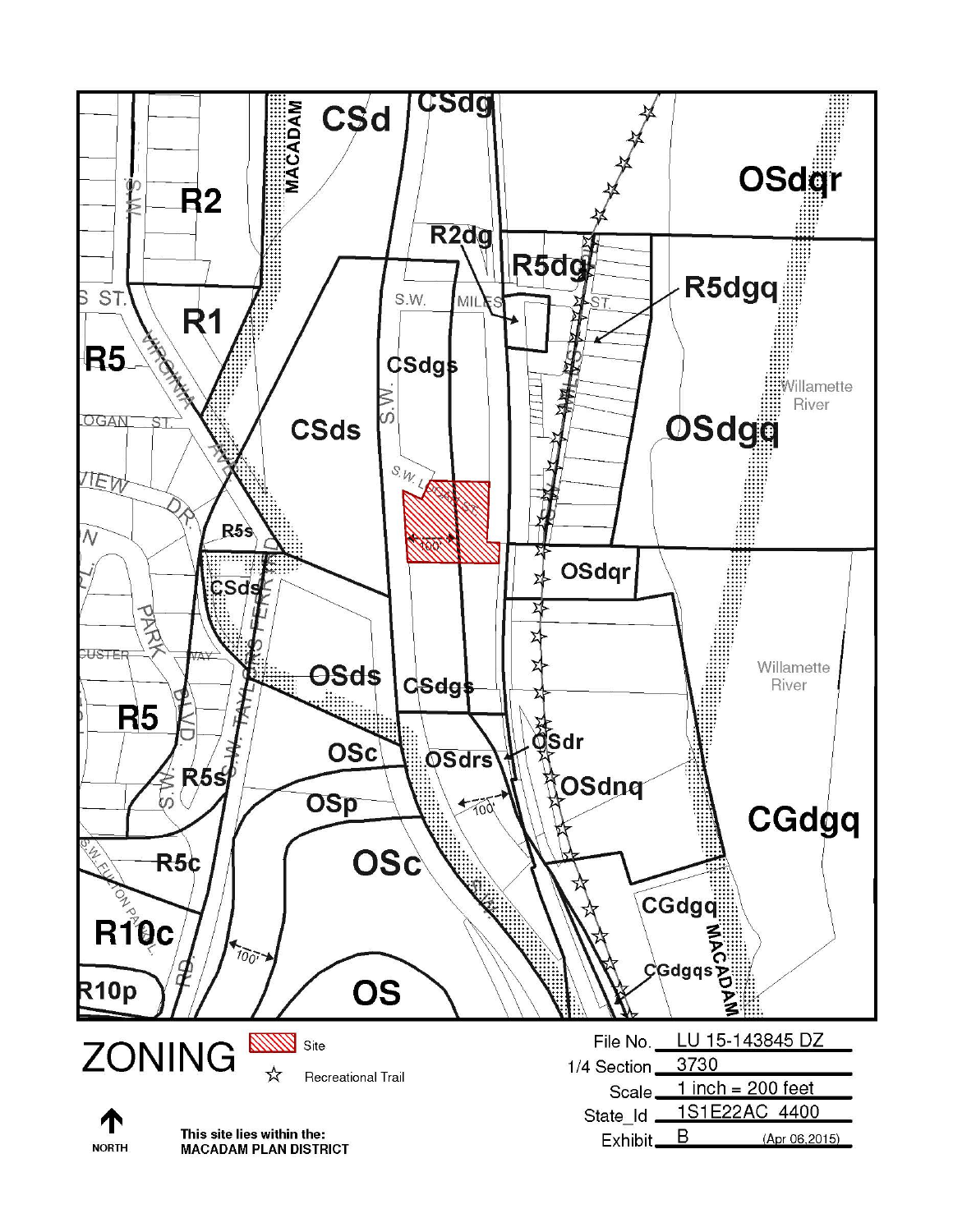# ZONING

Site

☆ Recreational Trail

NORTH

This site lies within the:
**MACADAM PLAN DISTRICT**

| | |
|---|---|
| File No. | LU 15-143845 DZ |
| 1/4 Section | 3730 |
| Scale | 1 inch = 200 feet |
| State_Id | 1S1E22AC 4400 |
| Exhibit | B (Apr 06,2015) |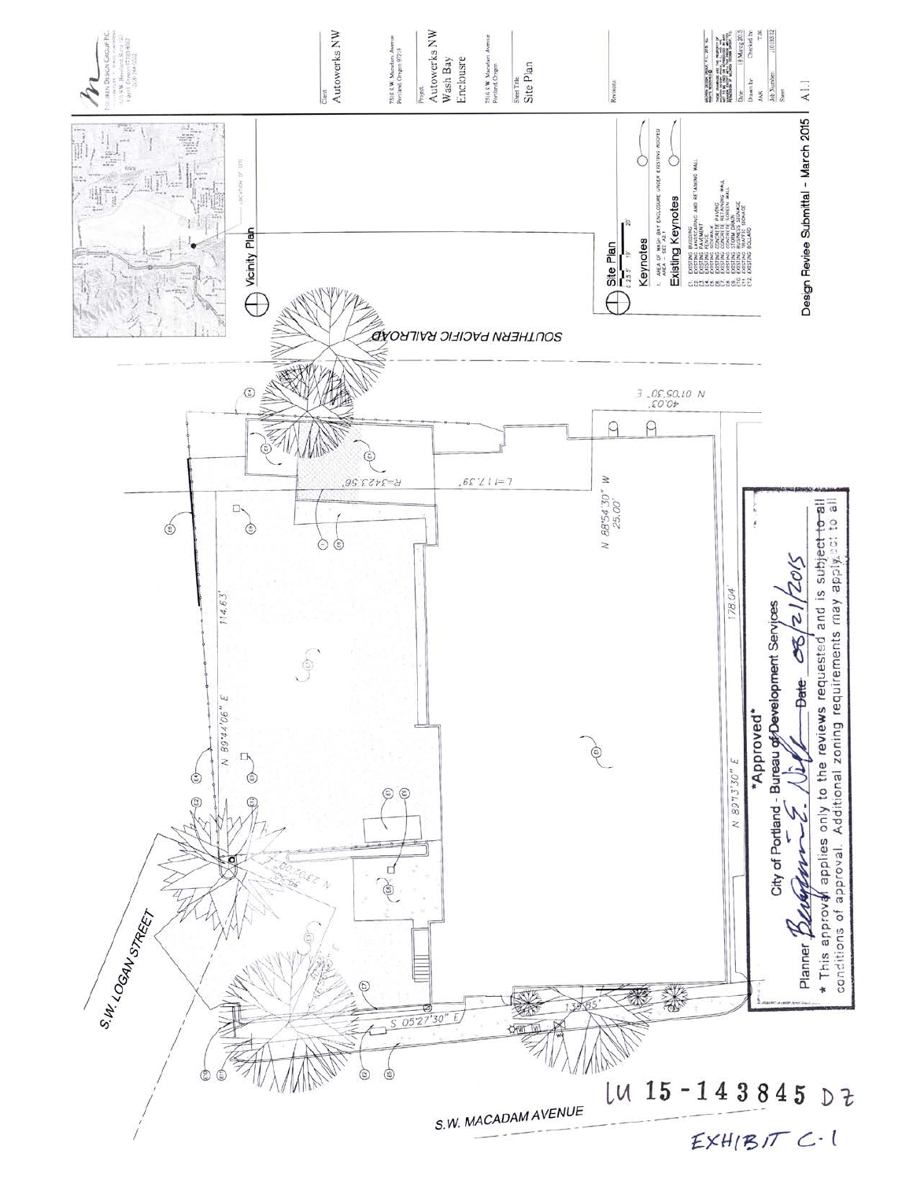Client
Autoworks NW

7516 S.W. Macadam Avenue
Portland, Oregon 97219

Project
Autoworks NW
Wash Bay
Enclosure

7516 S.W. Macadam Avenue
Portland, Oregon

Sheet Title
Site Plan

Revisions

Date 18 March 2015
Drawn by AAK
Checked by TJK
Job Number J103832
Sheet A1.1

Vicinity Plan

Site Plan

## Keynotes

1. AREA OF WASH BAY ENCLOSURE UNDER EXISTING ROOFED AREA – SEE A2.1

## Existing Keynotes

E1. EXISTING BUILDING
E2. EXISTING LANDSCAPING AND RETAINING WALL
E3. EXISTING EASEMENT
E4. EXISTING FENCE
E5. EXISTING SIDEWALK
E6. EXISTING CONCRETE PAVING
E7. EXISTING CONCRETE RETAINING WALL
E8. EXISTING CONCRETE SCREEN WALL
E9. EXISTING STORM DRAIN
E10. EXISTING BUSINESS SIGNAGE
E11. EXISTING TRAFFIC SIGNAGE
E12. EXISTING BOLLARD

Design Review Submittal - March 2015

SOUTHERN PACIFIC RAILROAD

S.W. LOGAN STREET

S.W. MACADAM AVENUE

N 89°44'06" E 114.63'

N 89°13'30" E 178.04'

N 88°54'30" W 25.00'

N 01°05'30" E 40.03'

R=3423.56'

L=117.39'

S 05°27'30" E 139.85'

\*Approved\*
City of Portland - Bureau of Development Services
Planner Benjamin E. Nielsen Date 05/21/2015
\* This approval applies only to the reviews requested and is subject to all conditions of approval. Additional zoning requirements may apply.

LU 15-143845 DZ

EXHIBIT C-1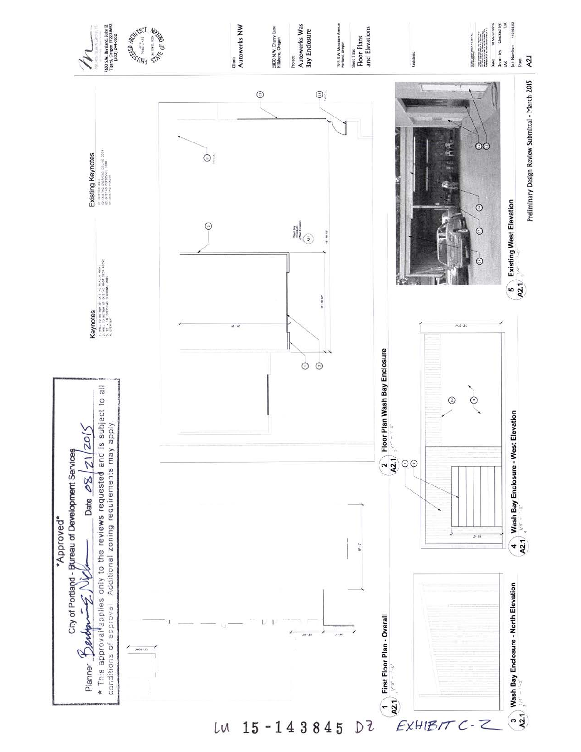\*Approved\*

City of Portland - Bureau of Development Services

Planner Benjamin E. Nielsen Date 08/21/2015

\* This approval applies only to the reviews requested and is subject to all conditions of approval. Additional zoning requirements may apply.

**Keynotes**

1. WALL TO BOTTOM OF EXISTING CANOPY ABOVE
2. WALL TO BOTTOM OF EXISTING ROOF DECK ABOVE
3. 12' x 10' OVERHEAD SECTIONAL DOOR
4. OPEN BAY

**Existing Keynotes**

E1 EXISTING WALL
E2 EXISTING OVERHEAD CEILING DOOR
E3 EXISTING PERSONNEL DOOR
E4 EXISTING CANOPY

Client:
Autowerks NW

2820 N.W. Cherry Lane
Hillsboro, Oregon

Project:
Autowerks Wash Bay Enclosure

1518 S.W. Macadam Avenue
Portland, Oregon

Sheet Title:
Floor Plans and Elevations

Revisions:

Date: 18 March 2015
Drawn by: JAK
Checked by: TJK
Job Number: 11019.02
Sheet: A2.1

7650 S.W. Beveland, Suite 12
Tigard, Oregon 97223-8692
(503) 244-0552

1 A2.1 First Floor Plan - Overall

2 A2.1 Floor Plan Wash Bay Enclosure

3 A2.1 Wash Bay Enclosure - North Elevation

4 A2.1 Wash Bay Enclosure - West Elevation

5 A2.1 Existing West Elevation

Preliminary Design Review Submittal - March 2015

LU 15-143845 DZ EXHIBIT C-2